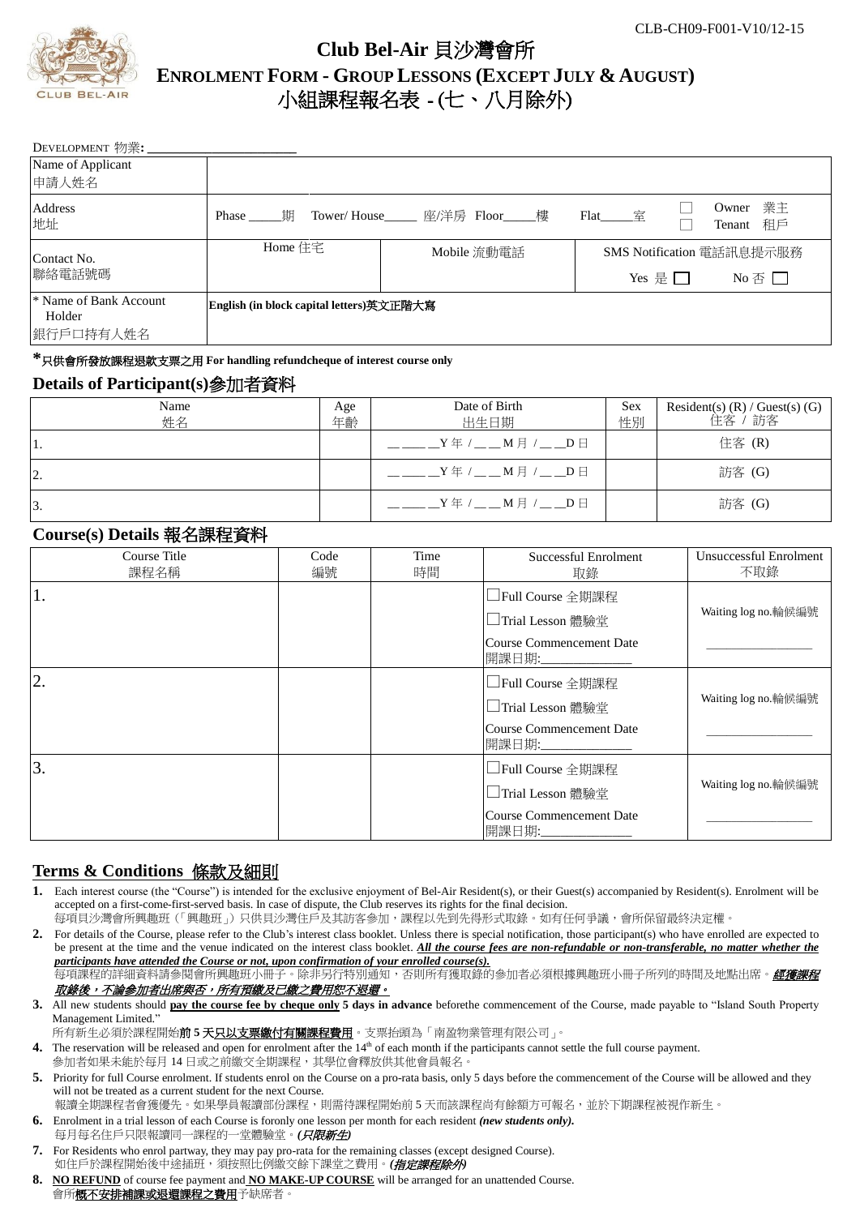CLB-CH09-F001-V10/12-15

# Club Bel-Air 貝沙灣會所

## ENROLMENT FORM - GROUP LESSONS (EXCEPT JULY & AUGUST)

## 小組課程報名表 - (七、八月除外)

DEVELOPMENT 物業: ______________________

| Name of Applicant<br>申請人姓名 | | | |
|---|---|---|---|
| Address<br>地址 | Phase _____期 Tower/ House_____ 座/洋房 Floor_____樓 Flat_____室 | | ☐ Owner 業主<br>☐ Tenant 租戶 |
| Contact No.<br>聯絡電話號碼 | Home 住宅 | Mobile 流動電話 | SMS Notification 電話訊息提示服務<br>Yes 是 ☐ No 否 ☐ |
| * Name of Bank Account Holder<br>銀行戶口持有人姓名 | English (in block capital letters)英文正階大寫 | | |

***只供會所發放課程退款支票之用 For handling refundcheque of interest course only**

## Details of Participant(s)參加者資料

| Name<br>姓名 | Age<br>年齡 | Date of Birth<br>出生日期 | Sex<br>性別 | Resident(s) (R) / Guest(s) (G)<br>住客 / 訪客 |
|---|---|---|---|---|
| 1. | | ______Y 年 / ____M 月 / ____D 日 | | 住客 (R) |
| 2. | | ______Y 年 / ____M 月 / ____D 日 | | 訪客 (G) |
| 3. | | ______Y 年 / ____M 月 / ____D 日 | | 訪客 (G) |

## Course(s) Details 報名課程資料

| Course Title<br>課程名稱 | Code<br>編號 | Time<br>時間 | Successful Enrolment<br>取錄 | Unsuccessful Enrolment<br>不取錄 |
|---|---|---|---|---|
| 1. | | | ☐Full Course 全期課程<br>☐Trial Lesson 體驗堂<br>Course Commencement Date<br>開課日期:______________ | Waiting log no.輪候編號<br>________________ |
| 2. | | | ☐Full Course 全期課程<br>☐Trial Lesson 體驗堂<br>Course Commencement Date<br>開課日期:______________ | Waiting log no.輪候編號<br>________________ |
| 3. | | | ☐Full Course 全期課程<br>☐Trial Lesson 體驗堂<br>Course Commencement Date<br>開課日期:______________ | Waiting log no.輪候編號<br>________________ |

## Terms & Conditions 條款及細則

1. Each interest course (the "Course") is intended for the exclusive enjoyment of Bel-Air Resident(s), or their Guest(s) accompanied by Resident(s). Enrolment will be accepted on a first-come-first-served basis. In case of dispute, the Club reserves its rights for the final decision.
   每項貝沙灣會所興趣班（「興趣班」）只供貝沙灣住戶及其訪客參加，課程以先到先得形式取錄。如有任何爭議，會所保留最終決定權。
2. For details of the Course, please refer to the Club's interest class booklet. Unless there is special notification, those participant(s) who have enrolled are expected to be present at the time and the venue indicated on the interest class booklet. ***All the course fees are non-refundable or non-transferable, no matter whether the participants have attended the Course or not, upon confirmation of your enrolled course(s).***
   每項課程的詳細資料請參閱會所興趣班小冊子。除非另行特別通知，否則所有獲取錄的參加者必須根據興趣班小冊子所列的時間及地點出席。***經獲課程取錄後，不論參加者出席與否，所有預繳及已繳之費用恕不退還。***
3. All new students should **pay the course fee by cheque only 5 days in advance** beforethe commencement of the Course, made payable to "Island South Property Management Limited."
   所有新生必須於課程開始**前 5 天只以支票繳付有關課程費用**。支票抬頭為「南盈物業管理有限公司」。
4. The reservation will be released and open for enrolment after the 14th of each month if the participants cannot settle the full course payment.
   參加者如果未能於每月 14 日或之前繳交全期課程，其學位會釋放供其他會員報名。
5. Priority for full Course enrolment. If students enrol on the Course on a pro-rata basis, only 5 days before the commencement of the Course will be allowed and they will not be treated as a current student for the next Course.
   報讀全期課程者會獲優先。如果學員報讀部份課程，則需待課程開始前 5 天而該課程尚有餘額方可報名，並於下期課程被視作新生。
6. Enrolment in a trial lesson of each Course is foronly one lesson per month for each resident ***(new students only).***
   每月每名住戶只限報讀同一課程的一堂體驗堂。***(只限新生)***
7. For Residents who enrol partway, they may pay pro-rata for the remaining classes (except designed Course).
   如住戶於課程開始後中途插班，須按照比例繳交餘下課堂之費用。***(指定課程除外)***
8. **NO REFUND** of course fee payment and **NO MAKE-UP COURSE** will be arranged for an unattended Course.
   會所**概不安排補課或退還課程之費用**予缺席者。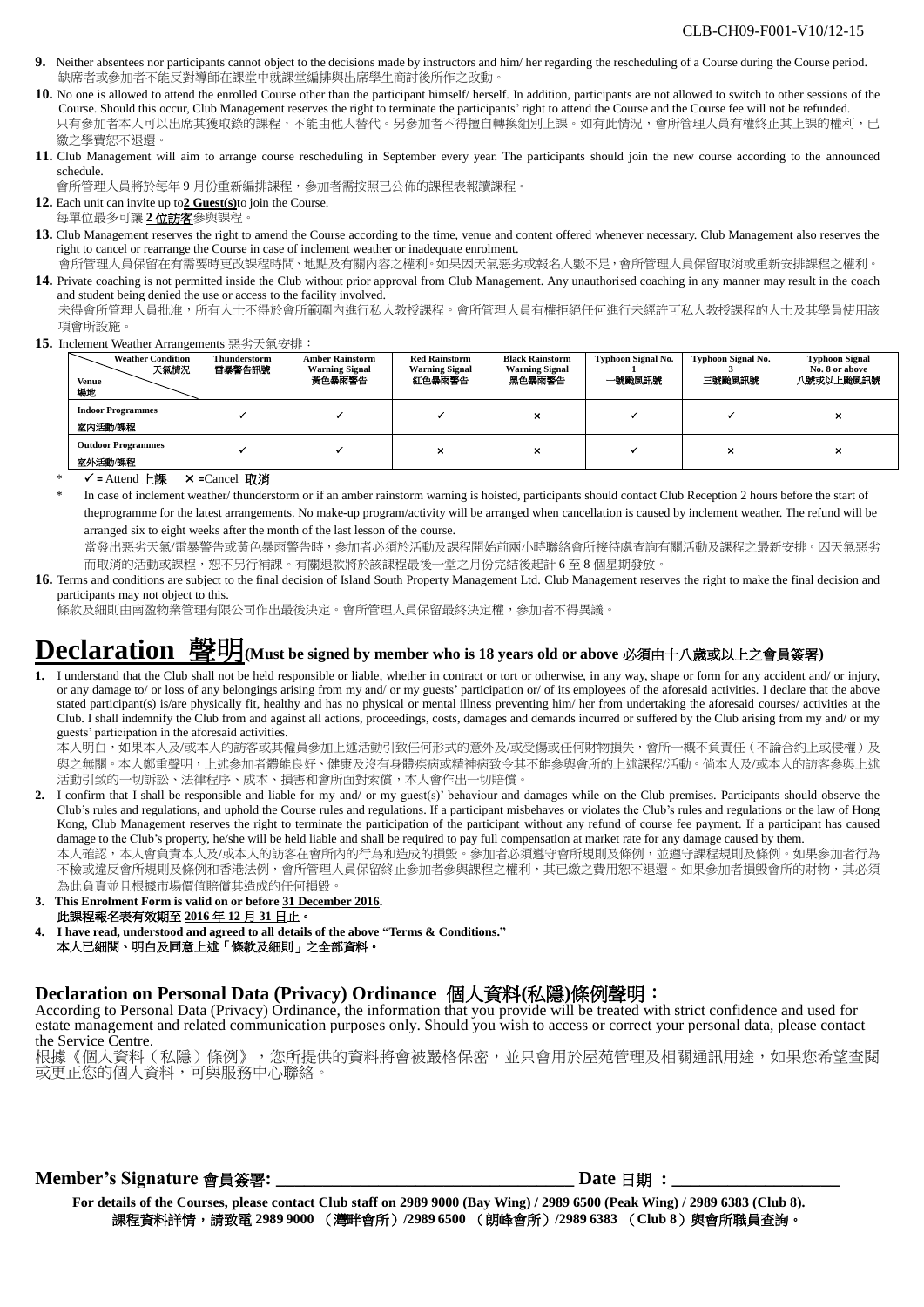9. Neither absentees nor participants cannot object to the decisions made by instructors and him/ her regarding the rescheduling of a Course during the Course period.
缺席者或參加者不能反對導師在課堂中就課堂編排與出席學生商討後所作之改動。

10. No one is allowed to attend the enrolled Course other than the participant himself/ herself. In addition, participants are not allowed to switch to other sessions of the Course. Should this occur, Club Management reserves the right to terminate the participants' right to attend the Course and the Course fee will not be refunded.
只有參加者本人可以出席其獲取錄的課程，不能由他人替代。另參加者不得擅自轉換組別上課。如有此情況，會所管理人員有權終止其上課的權利，已繳之學費恕不退還。

11. Club Management will aim to arrange course rescheduling in September every year. The participants should join the new course according to the announced schedule.
會所管理人員將於每年 9 月份重新編排課程，參加者需按照已公佈的課程表報讀課程。

12. Each unit can invite up to **2 Guest(s)** to join the Course.
每單位最多可讓 **2 位訪客**參與課程。

13. Club Management reserves the right to amend the Course according to the time, venue and content offered whenever necessary. Club Management also reserves the right to cancel or rearrange the Course in case of inclement weather or inadequate enrolment.
會所管理人員保留在有需要時更改課程時間、地點及有關內容之權利。如果因天氣惡劣或報名人數不足，會所管理人員保留取消或重新安排課程之權利。

14. Private coaching is not permitted inside the Club without prior approval from Club Management. Any unauthorised coaching in any manner may result in the coach and student being denied the use or access to the facility involved.
未得會所管理人員批准，所有人士不得於會所範圍內進行私人教授課程。會所管理人員有權拒絕任何進行未經許可私人教授課程的人士及其學員使用該項會所設施。

15. Inclement Weather Arrangements 惡劣天氣安排：

| Weather Condition 天氣情況 / Venue 場地 | Thunderstorm 雷暴警告訊號 | Amber Rainstorm Warning Signal 黃色暴雨警告 | Red Rainstorm Warning Signal 紅色暴雨警告 | Black Rainstorm Warning Signal 黑色暴雨警告 | Typhoon Signal No. 1 一號颱風訊號 | Typhoon Signal No. 3 三號颱風訊號 | Typhoon Signal No. 8 or above 八號或以上颱風訊號 |
|---|---|---|---|---|---|---|---|
| **Indoor Programmes** 室內活動/課程 | ✓ | ✓ | ✓ | × | ✓ | ✓ | × |
| **Outdoor Programmes** 室外活動/課程 | ✓ | ✓ | × | × | ✓ | × | × |

\* ✓ = Attend 上課 × =Cancel 取消

\* In case of inclement weather/ thunderstorm or if an amber rainstorm warning is hoisted, participants should contact Club Reception 2 hours before the start of theprogramme for the latest arrangements. No make-up program/activity will be arranged when cancellation is caused by inclement weather. The refund will be arranged six to eight weeks after the month of the last lesson of the course.
當發出惡劣天氣/雷暴警告或黃色暴雨警告時，參加者必須於活動及課程開始前兩小時聯絡會所接待處查詢有關活動及課程之最新安排。因天氣惡劣而取消的活動或課程，恕不另行補課。有關退款將於該課程最後一堂之月份完結後起計 6 至 8 個星期發放。

16. Terms and conditions are subject to the final decision of Island South Property Management Ltd. Club Management reserves the right to make the final decision and participants may not object to this.
條款及細則由南盈物業管理有限公司作出最後決定。會所管理人員保留最終決定權，參加者不得異議。

# Declaration 聲明 (Must be signed by member who is 18 years old or above 必須由十八歲或以上之會員簽署)

1. I understand that the Club shall not be held responsible or liable, whether in contract or tort or otherwise, in any way, shape or form for any accident and/ or injury, or any damage to/ or loss of any belongings arising from my and/ or my guests' participation or/ of its employees of the aforesaid activities. I declare that the above stated participant(s) is/are physically fit, healthy and has no physical or mental illness preventing him/ her from undertaking the aforesaid courses/ activities at the Club. I shall indemnify the Club from and against all actions, proceedings, costs, damages and demands incurred or suffered by the Club arising from my and/ or my guests' participation in the aforesaid activities.
本人明白，如果本人及/或本人的訪客或其僱員參加上述活動引致任何形式的意外及/或受傷或任何財物損失，會所一概不負責任（不論合約上或侵權）及與之無關。本人鄭重聲明，上述參加者體能良好、健康及沒有身體疾病或精神病致令其不能參與會所的上述課程/活動。倘本人及/或本人的訪客參與上述活動引致的一切訴訟、法律程序、成本、損害和會所面對索償，本人會作出一切賠償。

2. I confirm that I shall be responsible and liable for my and/ or my guest(s)' behaviour and damages while on the Club premises. Participants should observe the Club's rules and regulations, and uphold the Course rules and regulations. If a participant misbehaves or violates the Club's rules and regulations or the law of Hong Kong, Club Management reserves the right to terminate the participation of the participant without any refund of course fee payment. If a participant has caused damage to the Club's property, he/she will be held liable and shall be required to pay full compensation at market rate for any damage caused by them.
本人確認，本人會負責本人及/或本人的訪客在會所內的行為和造成的損毀。參加者必須遵守會所規則及條例，並遵守課程規則及條例。如果參加者行為不檢或違反會所規則及條例和香港法例，會所管理人員保留終止參加者參與課程之權利，其已繳之費用恕不退還。如果參加者損毀會所的財物，其必須為此負責並且根據市場價值賠償其造成的任何損毀。

3. **This Enrolment Form is valid on or before 31 December 2016.**
**此課程報名表有效期至 2016 年 12 月 31 日止。**

4. **I have read, understood and agreed to all details of the above "Terms & Conditions."**
**本人已細閱、明白及同意上述「條款及細則」之全部資料。**

## Declaration on Personal Data (Privacy) Ordinance 個人資料(私隱)條例聲明：

According to Personal Data (Privacy) Ordinance, the information that you provide will be treated with strict confidence and used for estate management and related communication purposes only. Should you wish to access or correct your personal data, please contact the Service Centre.
根據《個人資料（私隱）條例》，您所提供的資料將會被嚴格保密，並只會用於屋苑管理及相關通訊用途，如果您希望查閱或更正您的個人資料，可與服務中心聯絡。

**Member's Signature 會員簽署: ________________________________ Date 日期 : ____________________**

**For details of the Courses, please contact Club staff on 2989 9000 (Bay Wing) / 2989 6500 (Peak Wing) / 2989 6383 (Club 8).**
**課程資料詳情，請致電 2989 9000 （灣畔會所）/2989 6500 （朗峰會所）/2989 6383 （Club 8）與會所職員查詢。**